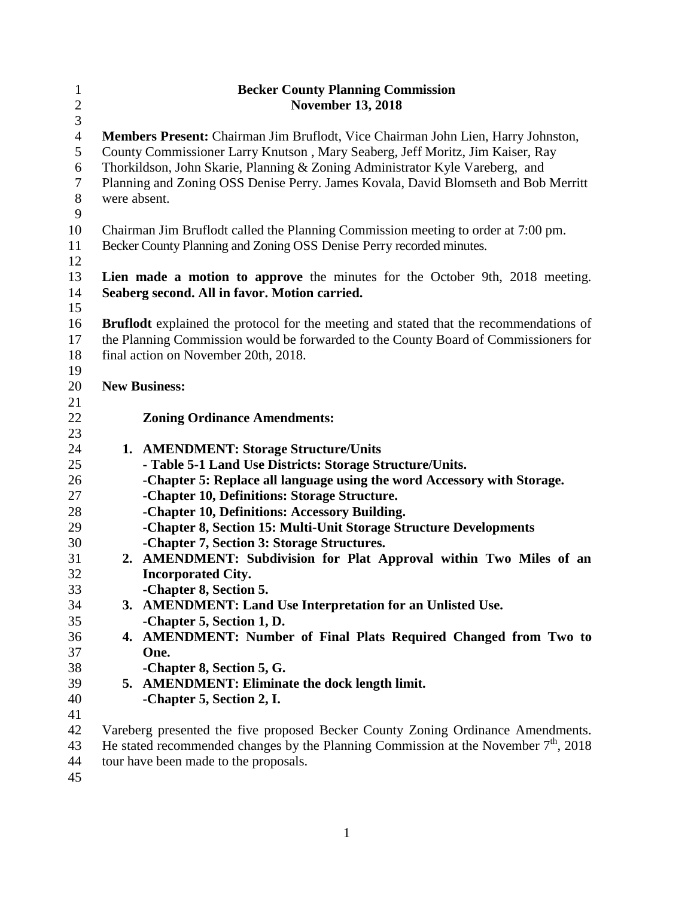# Becker County Planning Commission
## November 13, 2018

**Members Present:** Chairman Jim Bruflodt, Vice Chairman John Lien, Harry Johnston, County Commissioner Larry Knutson , Mary Seaberg, Jeff Moritz, Jim Kaiser, Ray Thorkildson, John Skarie, Planning & Zoning Administrator Kyle Vareberg, and Planning and Zoning OSS Denise Perry. James Kovala, David Blomseth and Bob Merritt were absent.

Chairman Jim Bruflodt called the Planning Commission meeting to order at 7:00 pm. Becker County Planning and Zoning OSS Denise Perry recorded minutes.

**Lien made a motion to approve** the minutes for the October 9th, 2018 meeting. **Seaberg second. All in favor. Motion carried.**

**Bruflodt** explained the protocol for the meeting and stated that the recommendations of the Planning Commission would be forwarded to the County Board of Commissioners for final action on November 20th, 2018.

**New Business:**

**Zoning Ordinance Amendments:**

1. **AMENDMENT: Storage Structure/Units**
   **- Table 5-1 Land Use Districts: Storage Structure/Units.**
   **-Chapter 5: Replace all language using the word Accessory with Storage.**
   **-Chapter 10, Definitions: Storage Structure.**
   **-Chapter 10, Definitions: Accessory Building.**
   **-Chapter 8, Section 15: Multi-Unit Storage Structure Developments**
   **-Chapter 7, Section 3: Storage Structures.**
2. **AMENDMENT: Subdivision for Plat Approval within Two Miles of an Incorporated City.**
   **-Chapter 8, Section 5.**
3. **AMENDMENT: Land Use Interpretation for an Unlisted Use.**
   **-Chapter 5, Section 1, D.**
4. **AMENDMENT: Number of Final Plats Required Changed from Two to One.**
   **-Chapter 8, Section 5, G.**
5. **AMENDMENT: Eliminate the dock length limit.**
   **-Chapter 5, Section 2, I.**

Vareberg presented the five proposed Becker County Zoning Ordinance Amendments. He stated recommended changes by the Planning Commission at the November 7th, 2018 tour have been made to the proposals.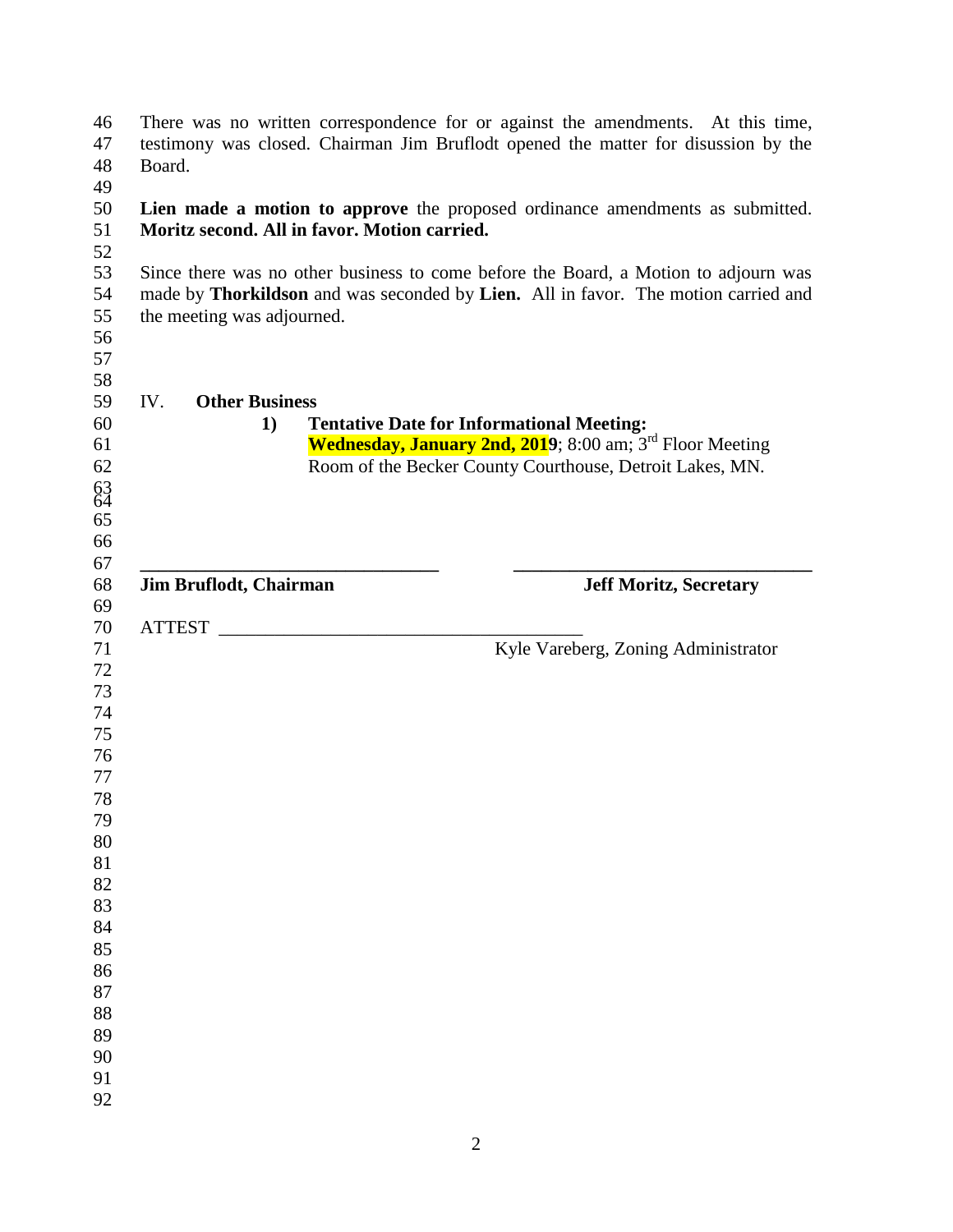There was no written correspondence for or against the amendments. At this time, testimony was closed. Chairman Jim Bruflodt opened the matter for disussion by the Board.

**Lien made a motion to approve** the proposed ordinance amendments as submitted. **Moritz second. All in favor. Motion carried.**

Since there was no other business to come before the Board, a Motion to adjourn was made by **Thorkildson** and was seconded by **Lien.** All in favor. The motion carried and the meeting was adjourned.

IV. **Other Business**

**1) Tentative Date for Informational Meeting:**
**Wednesday, January 2nd, 2019**; 8:00 am; 3rd Floor Meeting Room of the Becker County Courthouse, Detroit Lakes, MN.

\_\_\_\_\_\_\_\_\_\_\_\_\_\_\_\_\_\_\_\_\_\_\_\_\_\_\_\_\_\_\_\_ \_\_\_\_\_\_\_\_\_\_\_\_\_\_\_\_\_\_\_\_\_\_\_\_\_\_\_\_\_\_\_\_

**Jim Bruflodt, Chairman** **Jeff Moritz, Secretary**

ATTEST \_\_\_\_\_\_\_\_\_\_\_\_\_\_\_\_\_\_\_\_\_\_\_\_\_\_\_\_\_\_\_\_\_\_\_\_\_\_\_

Kyle Vareberg, Zoning Administrator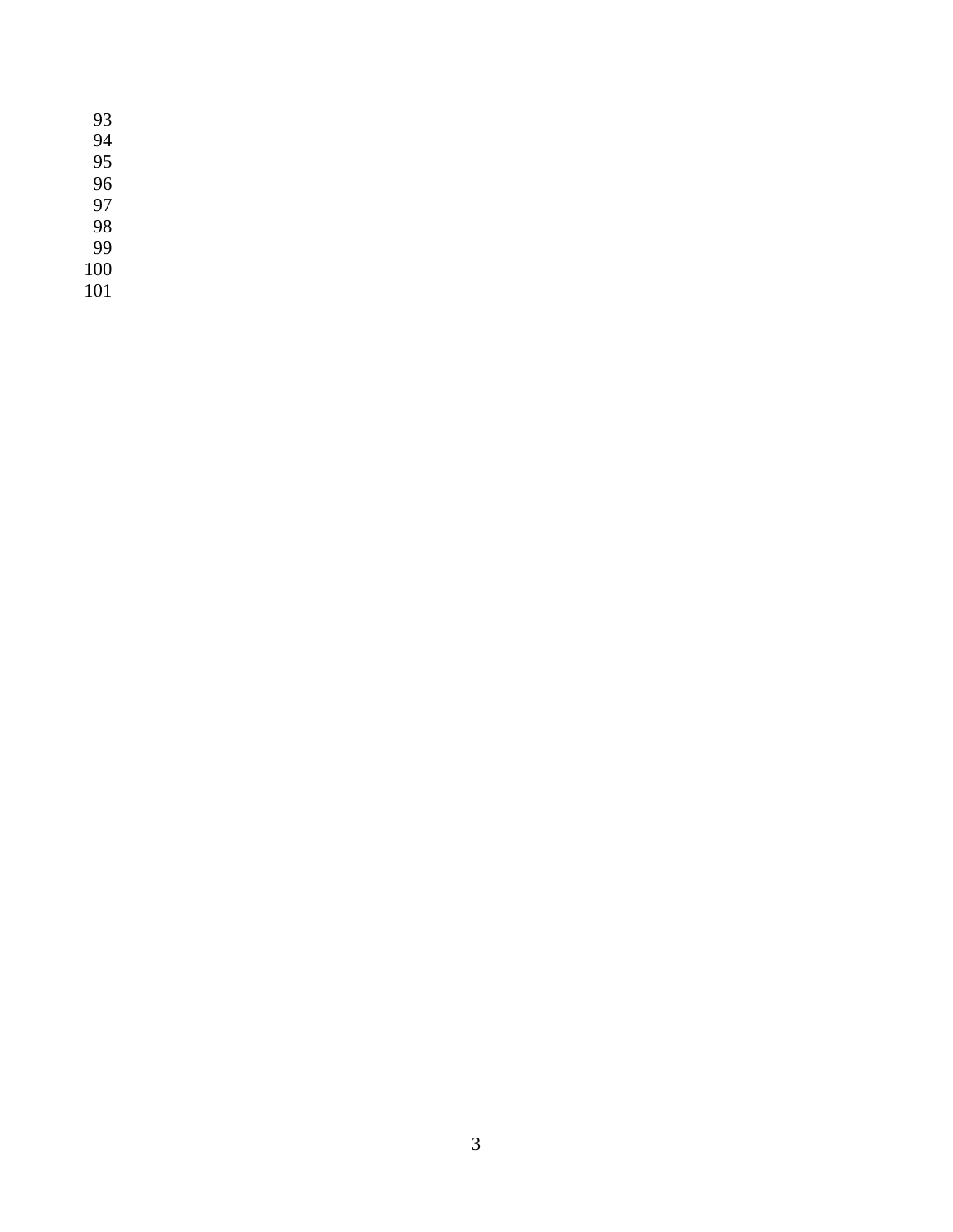93
94
95
96
97
98
99
100
101